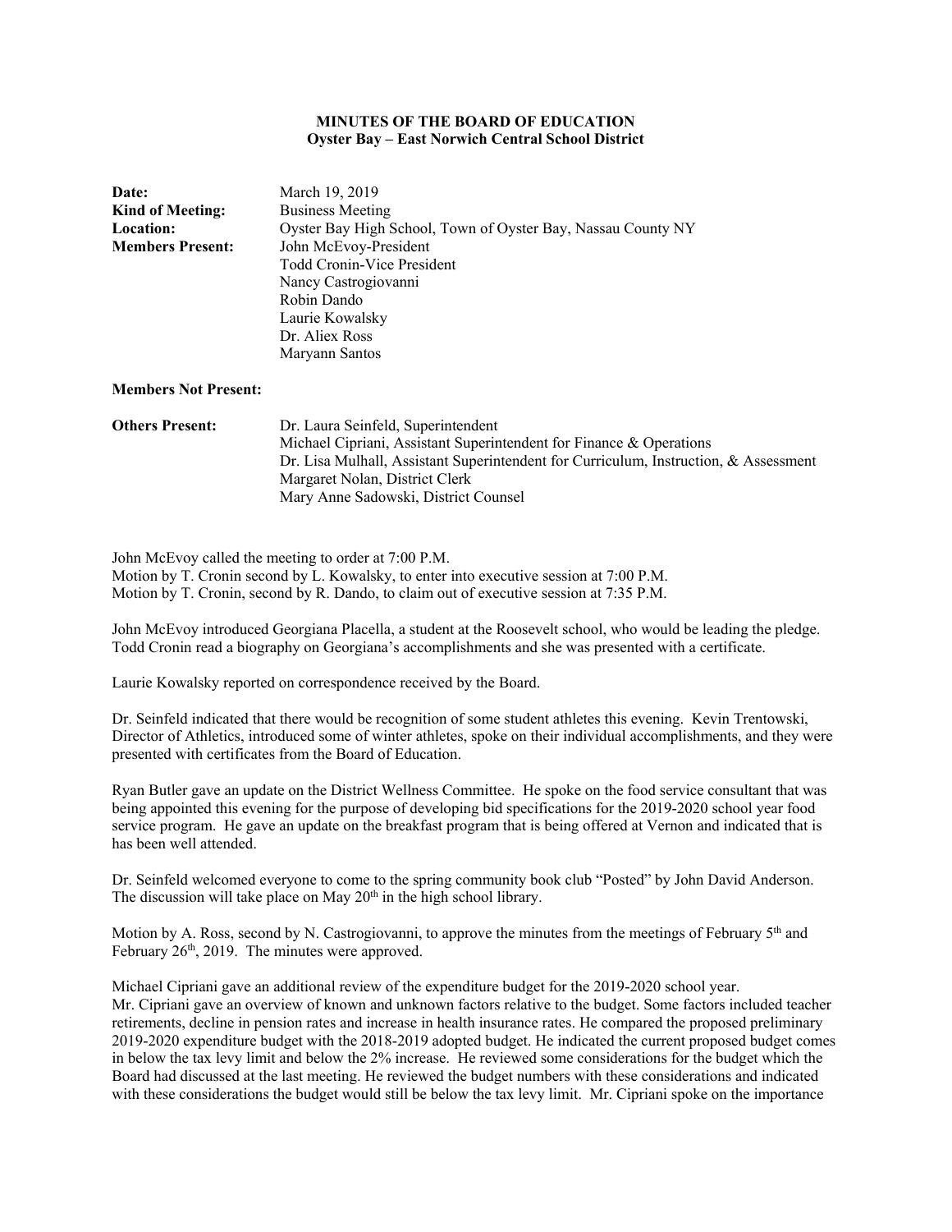**MINUTES OF THE BOARD OF EDUCATION**
**Oyster Bay – East Norwich Central School District**

| | |
|---|---|
| **Date:** | March 19, 2019 |
| **Kind of Meeting:** | Business Meeting |
| **Location:** | Oyster Bay High School, Town of Oyster Bay, Nassau County NY |
| **Members Present:** | John McEvoy-President<br>Todd Cronin-Vice President<br>Nancy Castrogiovanni<br>Robin Dando<br>Laurie Kowalsky<br>Dr. Aliex Ross<br>Maryann Santos |
| **Members Not Present:** | |
| **Others Present:** | Dr. Laura Seinfeld, Superintendent<br>Michael Cipriani, Assistant Superintendent for Finance & Operations<br>Dr. Lisa Mulhall, Assistant Superintendent for Curriculum, Instruction, & Assessment<br>Margaret Nolan, District Clerk<br>Mary Anne Sadowski, District Counsel |

John McEvoy called the meeting to order at 7:00 P.M.
Motion by T. Cronin second by L. Kowalsky, to enter into executive session at 7:00 P.M.
Motion by T. Cronin, second by R. Dando, to claim out of executive session at 7:35 P.M.

John McEvoy introduced Georgiana Placella, a student at the Roosevelt school, who would be leading the pledge. Todd Cronin read a biography on Georgiana's accomplishments and she was presented with a certificate.

Laurie Kowalsky reported on correspondence received by the Board.

Dr. Seinfeld indicated that there would be recognition of some student athletes this evening. Kevin Trentowski, Director of Athletics, introduced some of winter athletes, spoke on their individual accomplishments, and they were presented with certificates from the Board of Education.

Ryan Butler gave an update on the District Wellness Committee. He spoke on the food service consultant that was being appointed this evening for the purpose of developing bid specifications for the 2019-2020 school year food service program. He gave an update on the breakfast program that is being offered at Vernon and indicated that is has been well attended.

Dr. Seinfeld welcomed everyone to come to the spring community book club "Posted" by John David Anderson. The discussion will take place on May 20th in the high school library.

Motion by A. Ross, second by N. Castrogiovanni, to approve the minutes from the meetings of February 5th and February 26th, 2019. The minutes were approved.

Michael Cipriani gave an additional review of the expenditure budget for the 2019-2020 school year.
Mr. Cipriani gave an overview of known and unknown factors relative to the budget. Some factors included teacher retirements, decline in pension rates and increase in health insurance rates. He compared the proposed preliminary 2019-2020 expenditure budget with the 2018-2019 adopted budget. He indicated the current proposed budget comes in below the tax levy limit and below the 2% increase. He reviewed some considerations for the budget which the Board had discussed at the last meeting. He reviewed the budget numbers with these considerations and indicated with these considerations the budget would still be below the tax levy limit. Mr. Cipriani spoke on the importance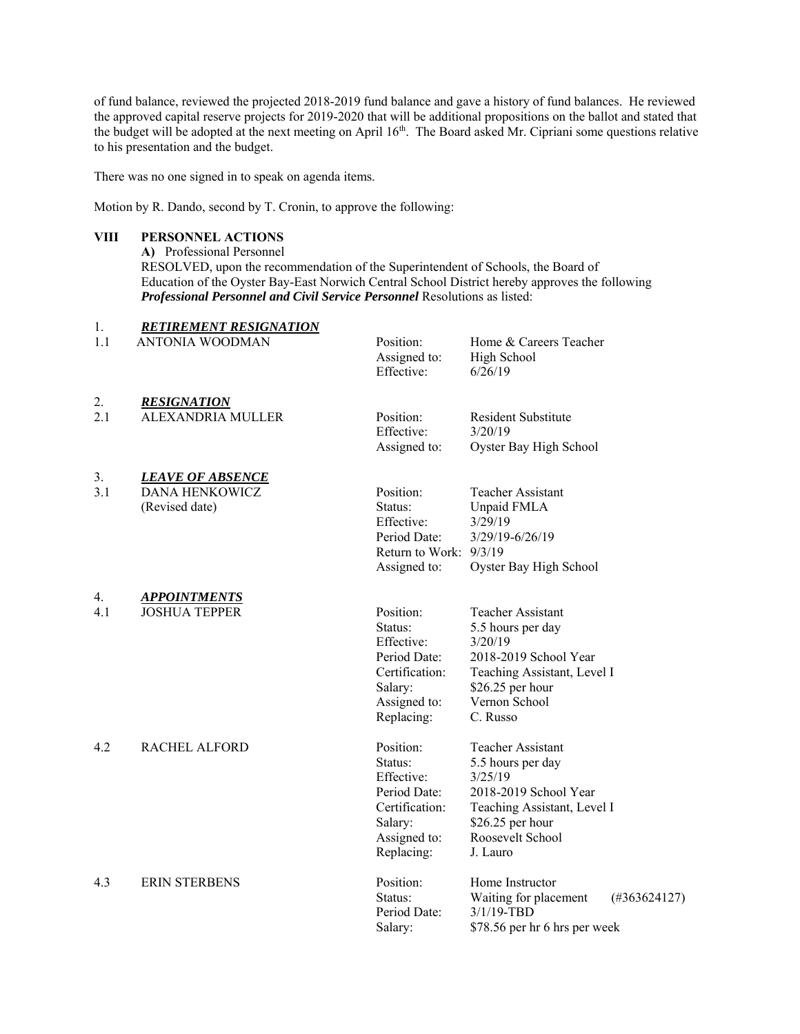of fund balance, reviewed the projected 2018-2019 fund balance and gave a history of fund balances. He reviewed the approved capital reserve projects for 2019-2020 that will be additional propositions on the ballot and stated that the budget will be adopted at the next meeting on April 16th. The Board asked Mr. Cipriani some questions relative to his presentation and the budget.

There was no one signed in to speak on agenda items.

Motion by R. Dando, second by T. Cronin, to approve the following:

**VIII PERSONNEL ACTIONS**

**A)** Professional Personnel

RESOLVED, upon the recommendation of the Superintendent of Schools, the Board of Education of the Oyster Bay-East Norwich Central School District hereby approves the following ***Professional Personnel and Civil Service Personnel*** Resolutions as listed:

1. ***RETIREMENT RESIGNATION***

| | | | |
|---|---|---|---|
| 1.1 | ANTONIA WOODMAN | Position: | Home & Careers Teacher |
| | | Assigned to: | High School |
| | | Effective: | 6/26/19 |

2. ***RESIGNATION***

| | | | |
|---|---|---|---|
| 2.1 | ALEXANDRIA MULLER | Position: | Resident Substitute |
| | | Effective: | 3/20/19 |
| | | Assigned to: | Oyster Bay High School |

3. ***LEAVE OF ABSENCE***

| | | | |
|---|---|---|---|
| 3.1 | DANA HENKOWICZ | Position: | Teacher Assistant |
| | (Revised date) | Status: | Unpaid FMLA |
| | | Effective: | 3/29/19 |
| | | Period Date: | 3/29/19-6/26/19 |
| | | Return to Work: | 9/3/19 |
| | | Assigned to: | Oyster Bay High School |

4. ***APPOINTMENTS***

| | | | |
|---|---|---|---|
| 4.1 | JOSHUA TEPPER | Position: | Teacher Assistant |
| | | Status: | 5.5 hours per day |
| | | Effective: | 3/20/19 |
| | | Period Date: | 2018-2019 School Year |
| | | Certification: | Teaching Assistant, Level I |
| | | Salary: | $26.25 per hour |
| | | Assigned to: | Vernon School |
| | | Replacing: | C. Russo |
| 4.2 | RACHEL ALFORD | Position: | Teacher Assistant |
| | | Status: | 5.5 hours per day |
| | | Effective: | 3/25/19 |
| | | Period Date: | 2018-2019 School Year |
| | | Certification: | Teaching Assistant, Level I |
| | | Salary: | $26.25 per hour |
| | | Assigned to: | Roosevelt School |
| | | Replacing: | J. Lauro |
| 4.3 | ERIN STERBENS | Position: | Home Instructor |
| | | Status: | Waiting for placement (#363624127) |
| | | Period Date: | 3/1/19-TBD |
| | | Salary: | $78.56 per hr 6 hrs per week |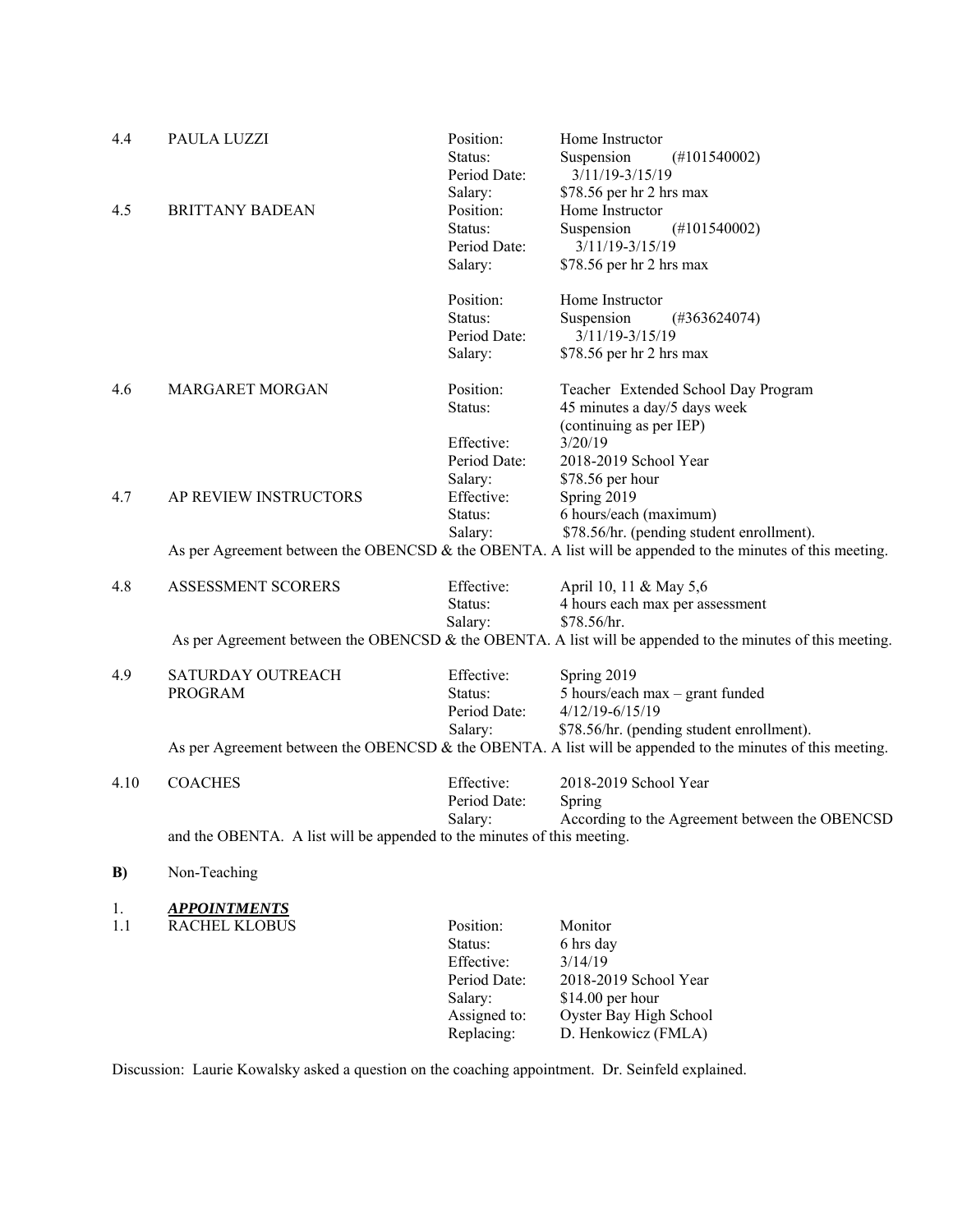4.4 PAULA LUZZI

Position: Home Instructor
Status: Suspension (#101540002)
Period Date: 3/11/19-3/15/19
Salary: $78.56 per hr 2 hrs max

4.5 BRITTANY BADEAN

Position: Home Instructor
Status: Suspension (#101540002)
Period Date: 3/11/19-3/15/19
Salary: $78.56 per hr 2 hrs max

Position: Home Instructor
Status: Suspension (#363624074)
Period Date: 3/11/19-3/15/19
Salary: $78.56 per hr 2 hrs max

4.6 MARGARET MORGAN

Position: Teacher Extended School Day Program
Status: 45 minutes a day/5 days week (continuing as per IEP)
Effective: 3/20/19
Period Date: 2018-2019 School Year
Salary: $78.56 per hour

4.7 AP REVIEW INSTRUCTORS

Effective: Spring 2019
Status: 6 hours/each (maximum)
Salary: $78.56/hr. (pending student enrollment).

As per Agreement between the OBENCSD & the OBENTA. A list will be appended to the minutes of this meeting.

4.8 ASSESSMENT SCORERS

Effective: April 10, 11 & May 5,6
Status: 4 hours each max per assessment
Salary: $78.56/hr.

As per Agreement between the OBENCSD & the OBENTA. A list will be appended to the minutes of this meeting.

4.9 SATURDAY OUTREACH PROGRAM

Effective: Spring 2019
Status: 5 hours/each max – grant funded
Period Date: 4/12/19-6/15/19
Salary: $78.56/hr. (pending student enrollment).

As per Agreement between the OBENCSD & the OBENTA. A list will be appended to the minutes of this meeting.

4.10 COACHES

Effective: 2018-2019 School Year
Period Date: Spring
Salary: According to the Agreement between the OBENCSD and the OBENTA. A list will be appended to the minutes of this meeting.

**B)** Non-Teaching

1. ***APPOINTMENTS***

1.1 RACHEL KLOBUS

Position: Monitor
Status: 6 hrs day
Effective: 3/14/19
Period Date: 2018-2019 School Year
Salary: $14.00 per hour
Assigned to: Oyster Bay High School
Replacing: D. Henkowicz (FMLA)

Discussion: Laurie Kowalsky asked a question on the coaching appointment. Dr. Seinfeld explained.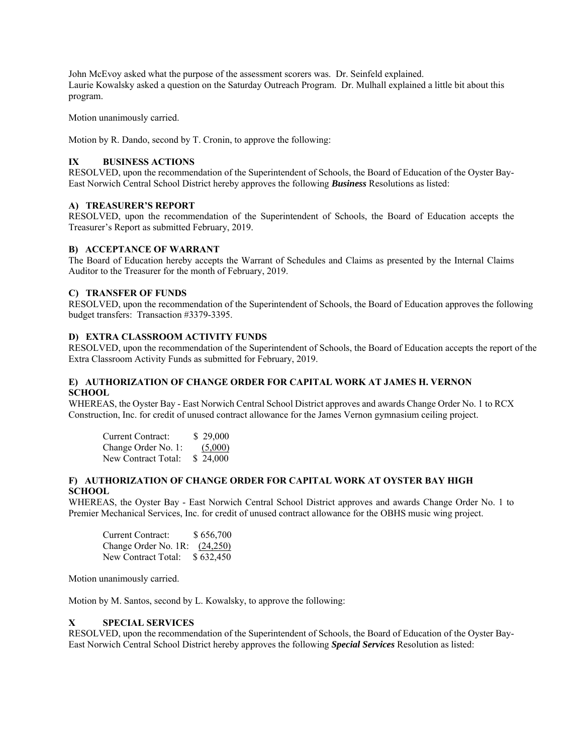John McEvoy asked what the purpose of the assessment scorers was. Dr. Seinfeld explained.
Laurie Kowalsky asked a question on the Saturday Outreach Program. Dr. Mulhall explained a little bit about this program.

Motion unanimously carried.

Motion by R. Dando, second by T. Cronin, to approve the following:

## IX BUSINESS ACTIONS

RESOLVED, upon the recommendation of the Superintendent of Schools, the Board of Education of the Oyster Bay-East Norwich Central School District hereby approves the following ***Business*** Resolutions as listed:

### A) TREASURER'S REPORT

RESOLVED, upon the recommendation of the Superintendent of Schools, the Board of Education accepts the Treasurer's Report as submitted February, 2019.

### B) ACCEPTANCE OF WARRANT

The Board of Education hereby accepts the Warrant of Schedules and Claims as presented by the Internal Claims Auditor to the Treasurer for the month of February, 2019.

### C) TRANSFER OF FUNDS

RESOLVED, upon the recommendation of the Superintendent of Schools, the Board of Education approves the following budget transfers: Transaction #3379-3395.

### D) EXTRA CLASSROOM ACTIVITY FUNDS

RESOLVED, upon the recommendation of the Superintendent of Schools, the Board of Education accepts the report of the Extra Classroom Activity Funds as submitted for February, 2019.

### E) AUTHORIZATION OF CHANGE ORDER FOR CAPITAL WORK AT JAMES H. VERNON SCHOOL

WHEREAS, the Oyster Bay - East Norwich Central School District approves and awards Change Order No. 1 to RCX Construction, Inc. for credit of unused contract allowance for the James Vernon gymnasium ceiling project.

| | |
|---|---|
| Current Contract: | $ 29,000 |
| Change Order No. 1: | (5,000) |
| New Contract Total: | $ 24,000 |

### F) AUTHORIZATION OF CHANGE ORDER FOR CAPITAL WORK AT OYSTER BAY HIGH SCHOOL

WHEREAS, the Oyster Bay - East Norwich Central School District approves and awards Change Order No. 1 to Premier Mechanical Services, Inc. for credit of unused contract allowance for the OBHS music wing project.

| | |
|---|---|
| Current Contract: | $ 656,700 |
| Change Order No. 1R: | (24,250) |
| New Contract Total: | $ 632,450 |

Motion unanimously carried.

Motion by M. Santos, second by L. Kowalsky, to approve the following:

## X SPECIAL SERVICES

RESOLVED, upon the recommendation of the Superintendent of Schools, the Board of Education of the Oyster Bay-East Norwich Central School District hereby approves the following ***Special Services*** Resolution as listed: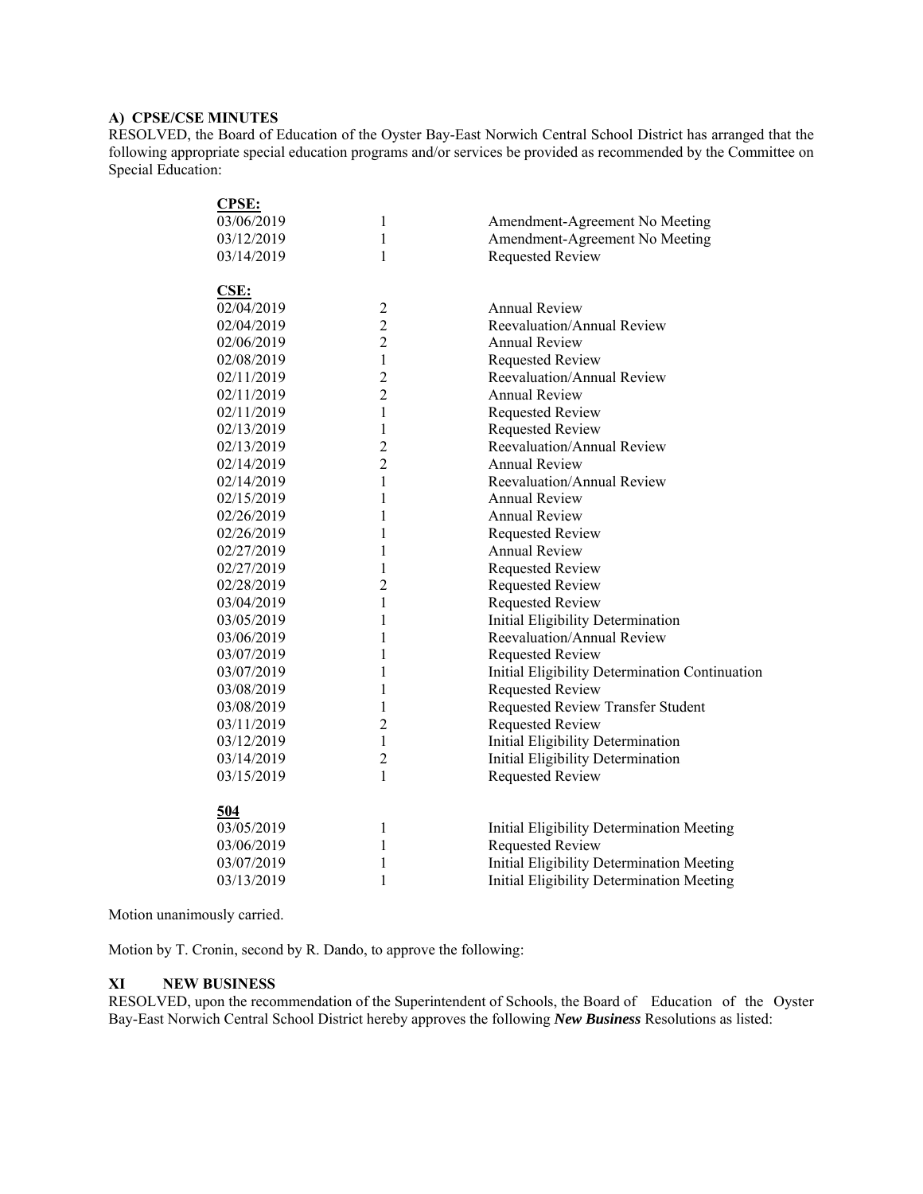**A) CPSE/CSE MINUTES**
RESOLVED, the Board of Education of the Oyster Bay-East Norwich Central School District has arranged that the following appropriate special education programs and/or services be provided as recommended by the Committee on Special Education:

| **CPSE:** | | |
|---|---|---|
| 03/06/2019 | 1 | Amendment-Agreement No Meeting |
| 03/12/2019 | 1 | Amendment-Agreement No Meeting |
| 03/14/2019 | 1 | Requested Review |
| **CSE:** | | |
| 02/04/2019 | 2 | Annual Review |
| 02/04/2019 | 2 | Reevaluation/Annual Review |
| 02/06/2019 | 2 | Annual Review |
| 02/08/2019 | 1 | Requested Review |
| 02/11/2019 | 2 | Reevaluation/Annual Review |
| 02/11/2019 | 2 | Annual Review |
| 02/11/2019 | 1 | Requested Review |
| 02/13/2019 | 1 | Requested Review |
| 02/13/2019 | 2 | Reevaluation/Annual Review |
| 02/14/2019 | 2 | Annual Review |
| 02/14/2019 | 1 | Reevaluation/Annual Review |
| 02/15/2019 | 1 | Annual Review |
| 02/26/2019 | 1 | Annual Review |
| 02/26/2019 | 1 | Requested Review |
| 02/27/2019 | 1 | Annual Review |
| 02/27/2019 | 1 | Requested Review |
| 02/28/2019 | 2 | Requested Review |
| 03/04/2019 | 1 | Requested Review |
| 03/05/2019 | 1 | Initial Eligibility Determination |
| 03/06/2019 | 1 | Reevaluation/Annual Review |
| 03/07/2019 | 1 | Requested Review |
| 03/07/2019 | 1 | Initial Eligibility Determination Continuation |
| 03/08/2019 | 1 | Requested Review |
| 03/08/2019 | 1 | Requested Review Transfer Student |
| 03/11/2019 | 2 | Requested Review |
| 03/12/2019 | 1 | Initial Eligibility Determination |
| 03/14/2019 | 2 | Initial Eligibility Determination |
| 03/15/2019 | 1 | Requested Review |
| **504** | | |
| 03/05/2019 | 1 | Initial Eligibility Determination Meeting |
| 03/06/2019 | 1 | Requested Review |
| 03/07/2019 | 1 | Initial Eligibility Determination Meeting |
| 03/13/2019 | 1 | Initial Eligibility Determination Meeting |

Motion unanimously carried.

Motion by T. Cronin, second by R. Dando, to approve the following:

**XI NEW BUSINESS**
RESOLVED, upon the recommendation of the Superintendent of Schools, the Board of Education of the Oyster Bay-East Norwich Central School District hereby approves the following ***New Business*** Resolutions as listed: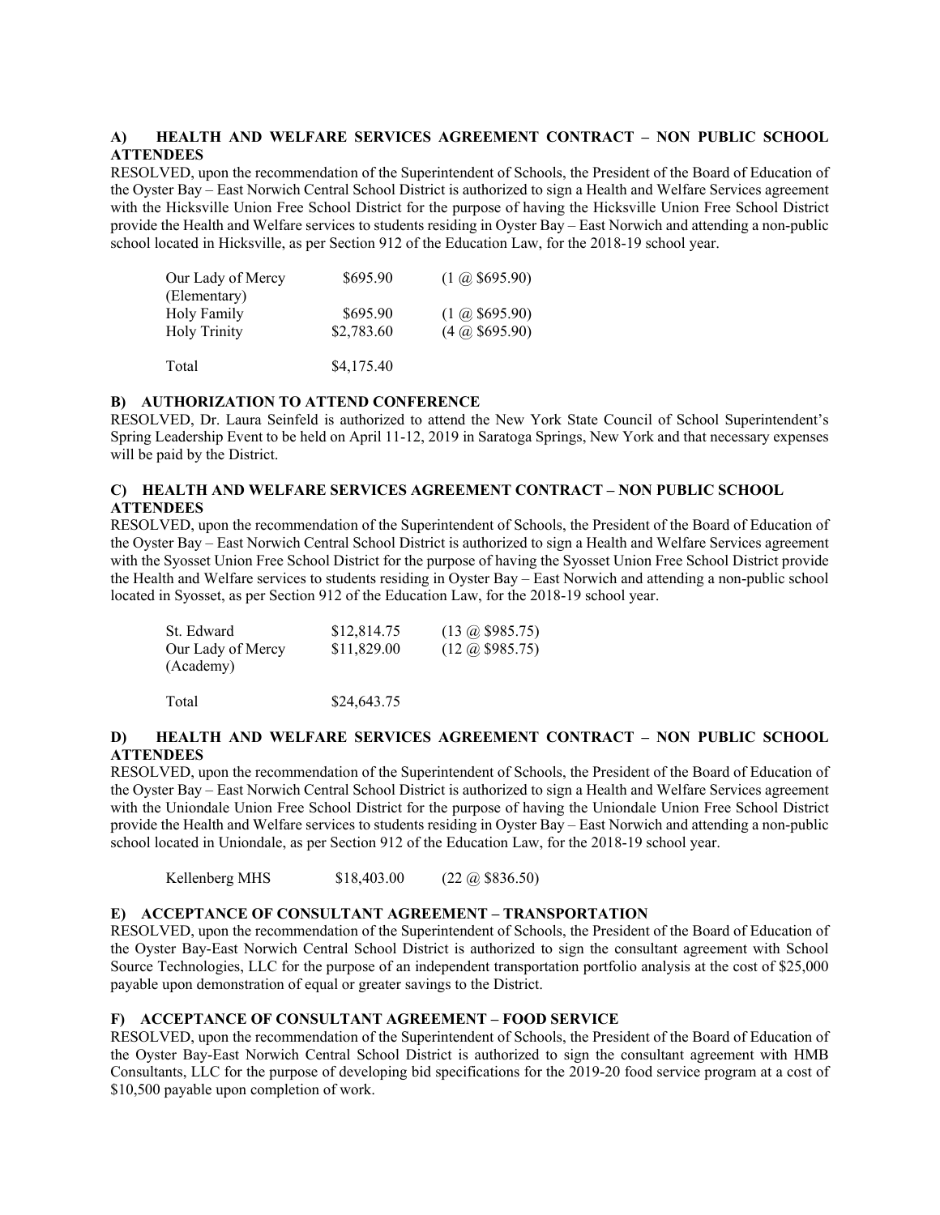### A) HEALTH AND WELFARE SERVICES AGREEMENT CONTRACT – NON PUBLIC SCHOOL ATTENDEES

RESOLVED, upon the recommendation of the Superintendent of Schools, the President of the Board of Education of the Oyster Bay – East Norwich Central School District is authorized to sign a Health and Welfare Services agreement with the Hicksville Union Free School District for the purpose of having the Hicksville Union Free School District provide the Health and Welfare services to students residing in Oyster Bay – East Norwich and attending a non-public school located in Hicksville, as per Section 912 of the Education Law, for the 2018-19 school year.

| | | |
|---|---|---|
| Our Lady of Mercy (Elementary) | $695.90 | (1 @ $695.90) |
| Holy Family | $695.90 | (1 @ $695.90) |
| Holy Trinity | $2,783.60 | (4 @ $695.90) |
| Total | $4,175.40 | |

### B) AUTHORIZATION TO ATTEND CONFERENCE

RESOLVED, Dr. Laura Seinfeld is authorized to attend the New York State Council of School Superintendent's Spring Leadership Event to be held on April 11-12, 2019 in Saratoga Springs, New York and that necessary expenses will be paid by the District.

### C) HEALTH AND WELFARE SERVICES AGREEMENT CONTRACT – NON PUBLIC SCHOOL ATTENDEES

RESOLVED, upon the recommendation of the Superintendent of Schools, the President of the Board of Education of the Oyster Bay – East Norwich Central School District is authorized to sign a Health and Welfare Services agreement with the Syosset Union Free School District for the purpose of having the Syosset Union Free School District provide the Health and Welfare services to students residing in Oyster Bay – East Norwich and attending a non-public school located in Syosset, as per Section 912 of the Education Law, for the 2018-19 school year.

| | | |
|---|---|---|
| St. Edward | $12,814.75 | (13 @ $985.75) |
| Our Lady of Mercy (Academy) | $11,829.00 | (12 @ $985.75) |
| Total | $24,643.75 | |

### D) HEALTH AND WELFARE SERVICES AGREEMENT CONTRACT – NON PUBLIC SCHOOL ATTENDEES

RESOLVED, upon the recommendation of the Superintendent of Schools, the President of the Board of Education of the Oyster Bay – East Norwich Central School District is authorized to sign a Health and Welfare Services agreement with the Uniondale Union Free School District for the purpose of having the Uniondale Union Free School District provide the Health and Welfare services to students residing in Oyster Bay – East Norwich and attending a non-public school located in Uniondale, as per Section 912 of the Education Law, for the 2018-19 school year.

| | | |
|---|---|---|
| Kellenberg MHS | $18,403.00 | (22 @ $836.50) |

### E) ACCEPTANCE OF CONSULTANT AGREEMENT – TRANSPORTATION

RESOLVED, upon the recommendation of the Superintendent of Schools, the President of the Board of Education of the Oyster Bay-East Norwich Central School District is authorized to sign the consultant agreement with School Source Technologies, LLC for the purpose of an independent transportation portfolio analysis at the cost of $25,000 payable upon demonstration of equal or greater savings to the District.

### F) ACCEPTANCE OF CONSULTANT AGREEMENT – FOOD SERVICE

RESOLVED, upon the recommendation of the Superintendent of Schools, the President of the Board of Education of the Oyster Bay-East Norwich Central School District is authorized to sign the consultant agreement with HMB Consultants, LLC for the purpose of developing bid specifications for the 2019-20 food service program at a cost of $10,500 payable upon completion of work.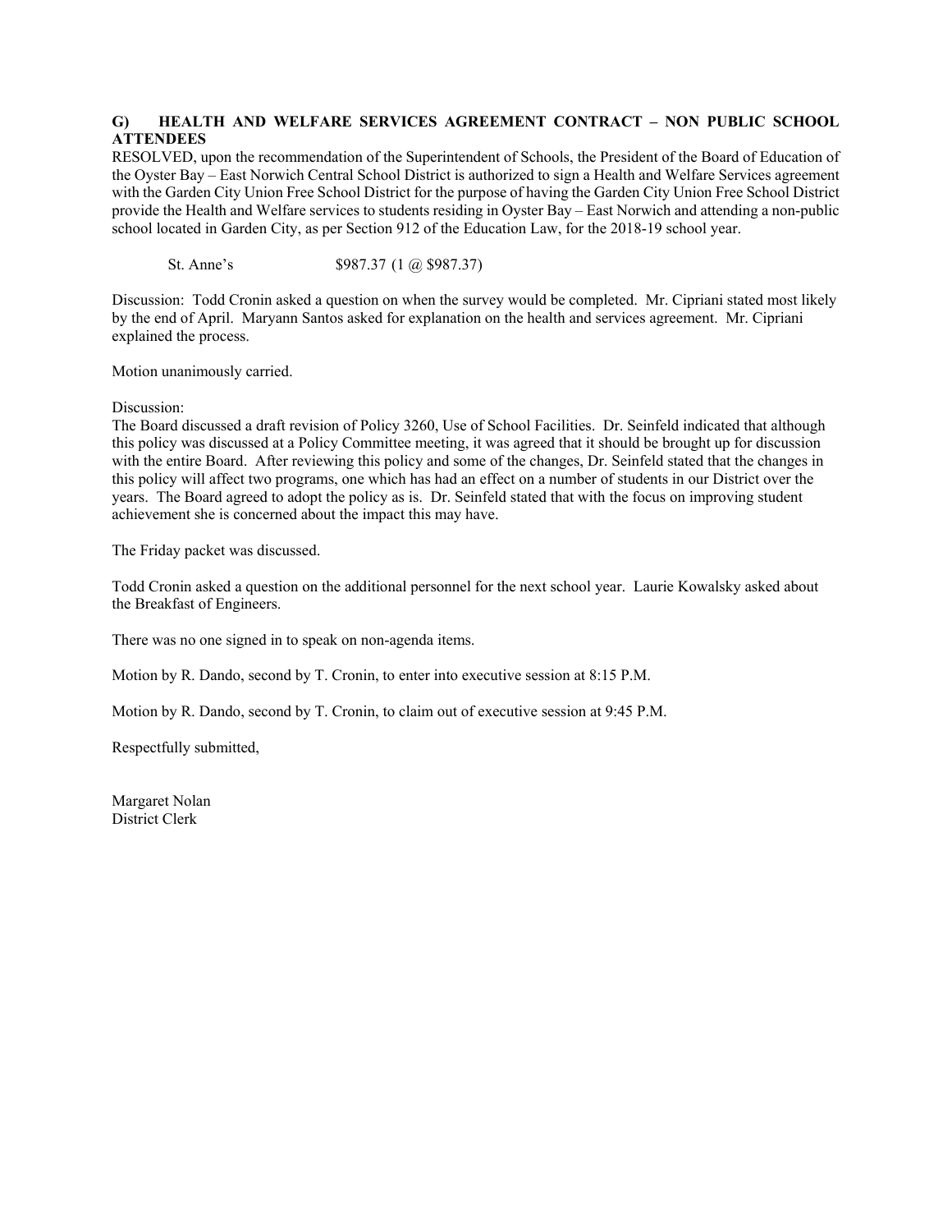**G) HEALTH AND WELFARE SERVICES AGREEMENT CONTRACT – NON PUBLIC SCHOOL ATTENDEES**

RESOLVED, upon the recommendation of the Superintendent of Schools, the President of the Board of Education of the Oyster Bay – East Norwich Central School District is authorized to sign a Health and Welfare Services agreement with the Garden City Union Free School District for the purpose of having the Garden City Union Free School District provide the Health and Welfare services to students residing in Oyster Bay – East Norwich and attending a non-public school located in Garden City, as per Section 912 of the Education Law, for the 2018-19 school year.

St. Anne's $987.37 (1 @ $987.37)

Discussion: Todd Cronin asked a question on when the survey would be completed. Mr. Cipriani stated most likely by the end of April. Maryann Santos asked for explanation on the health and services agreement. Mr. Cipriani explained the process.

Motion unanimously carried.

Discussion:

The Board discussed a draft revision of Policy 3260, Use of School Facilities. Dr. Seinfeld indicated that although this policy was discussed at a Policy Committee meeting, it was agreed that it should be brought up for discussion with the entire Board. After reviewing this policy and some of the changes, Dr. Seinfeld stated that the changes in this policy will affect two programs, one which has had an effect on a number of students in our District over the years. The Board agreed to adopt the policy as is. Dr. Seinfeld stated that with the focus on improving student achievement she is concerned about the impact this may have.

The Friday packet was discussed.

Todd Cronin asked a question on the additional personnel for the next school year. Laurie Kowalsky asked about the Breakfast of Engineers.

There was no one signed in to speak on non-agenda items.

Motion by R. Dando, second by T. Cronin, to enter into executive session at 8:15 P.M.

Motion by R. Dando, second by T. Cronin, to claim out of executive session at 9:45 P.M.

Respectfully submitted,

Margaret Nolan
District Clerk